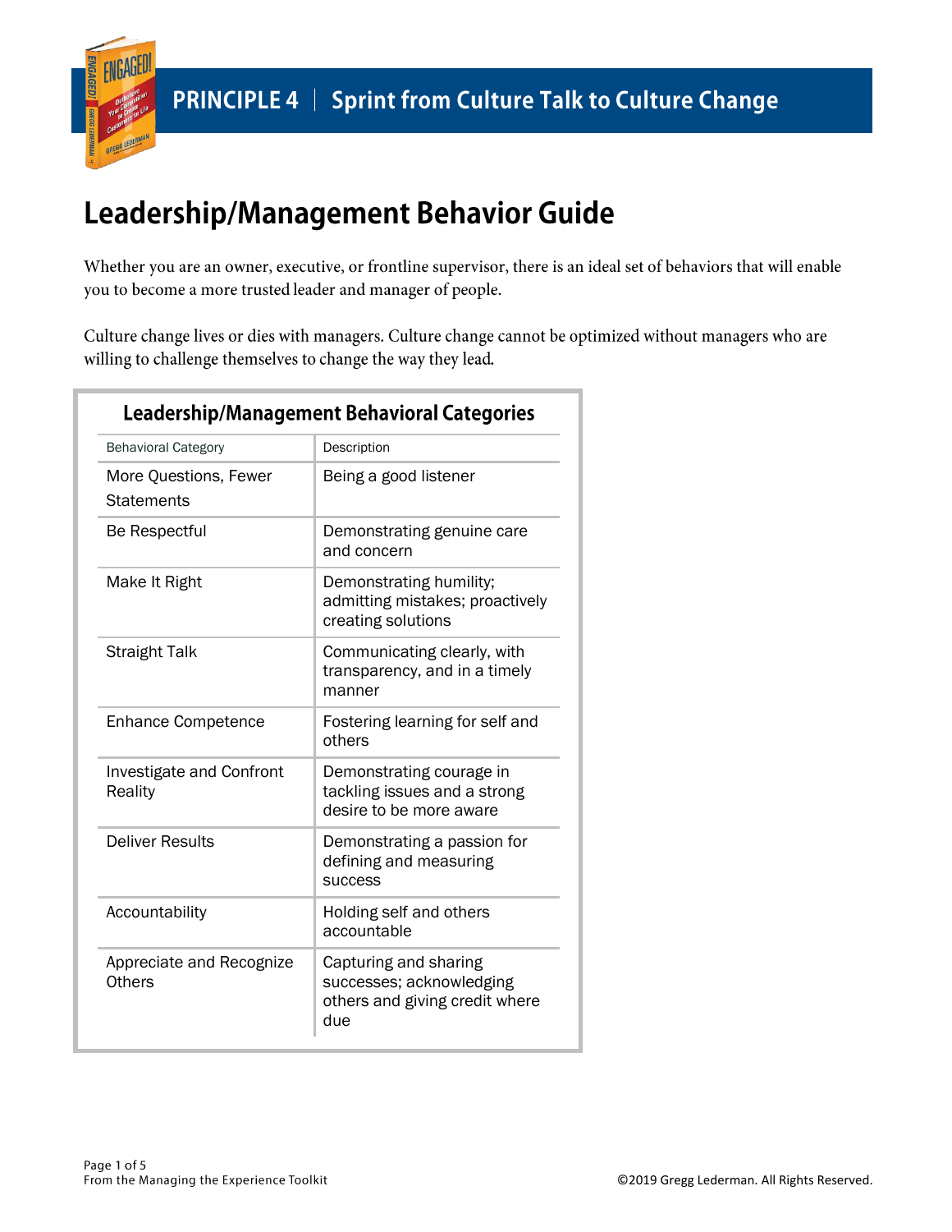PRINCIPLE 4 | Sprint from Culture Talk to Culture Change

# Leadership/Management Behavior Guide

Whether you are an owner, executive, or frontline supervisor, there is an ideal set of behaviors that will enable you to become a more trusted leader and manager of people.

Culture change lives or dies with managers. Culture change cannot be optimized without managers who are willing to challenge themselves to change the way they lead.

## Leadership/Management Behavioral Categories

| Behavioral Category | Description |
|---|---|
| More Questions, Fewer Statements | Being a good listener |
| Be Respectful | Demonstrating genuine care and concern |
| Make It Right | Demonstrating humility; admitting mistakes; proactively creating solutions |
| Straight Talk | Communicating clearly, with transparency, and in a timely manner |
| Enhance Competence | Fostering learning for self and others |
| Investigate and Confront Reality | Demonstrating courage in tackling issues and a strong desire to be more aware |
| Deliver Results | Demonstrating a passion for defining and measuring success |
| Accountability | Holding self and others accountable |
| Appreciate and Recognize Others | Capturing and sharing successes; acknowledging others and giving credit where due |

From the Managing the Experience Toolkit

©2019 Gregg Lederman. All Rights Reserved.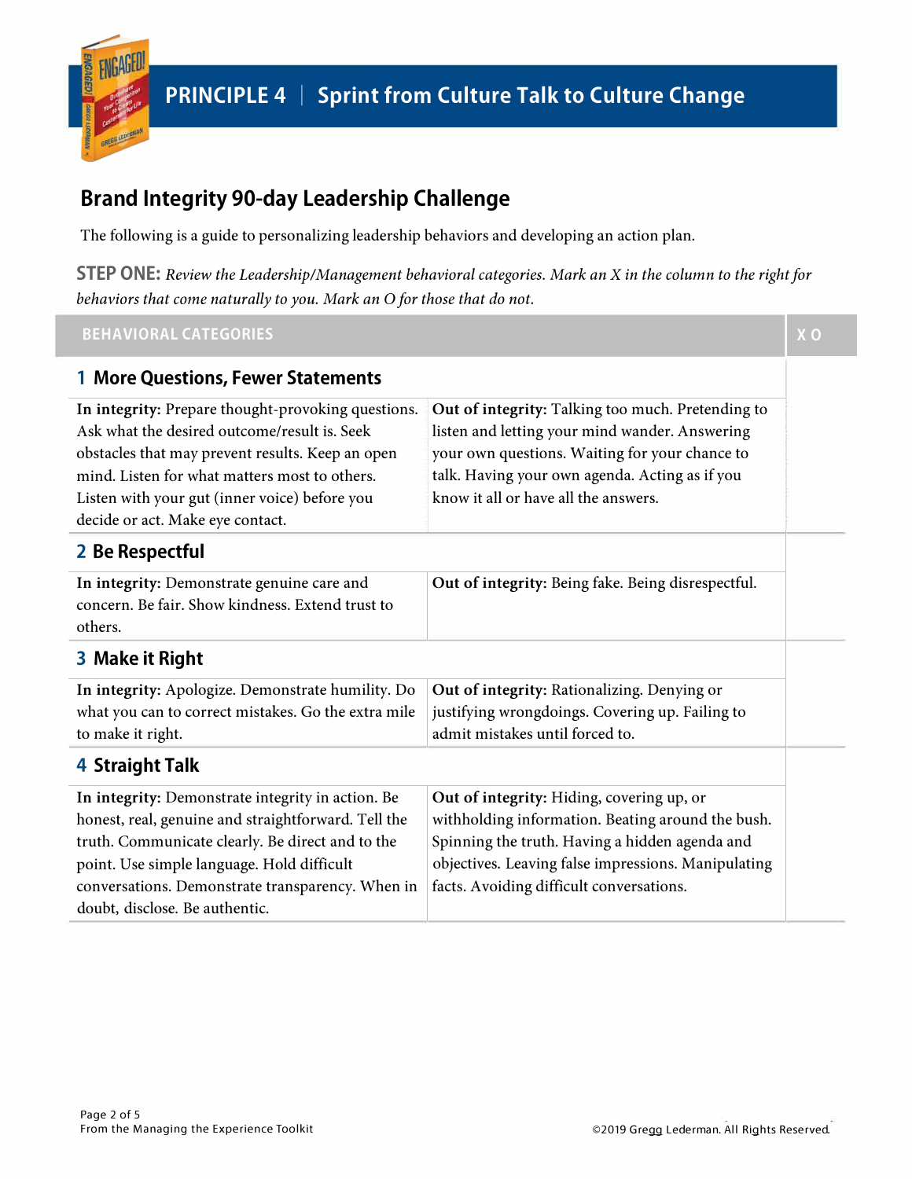## PRINCIPLE 4 | Sprint from Culture Talk to Culture Change

# Brand Integrity 90-day Leadership Challenge

The following is a guide to personalizing leadership behaviors and developing an action plan.

**STEP ONE:** *Review the Leadership/Management behavioral categories. Mark an X in the column to the right for behaviors that come naturally to you. Mark an O for those that do not.*

| BEHAVIORAL CATEGORIES | | X O |
|---|---|---|
| **1 More Questions, Fewer Statements** | | |
| **In integrity:** Prepare thought-provoking questions. Ask what the desired outcome/result is. Seek obstacles that may prevent results. Keep an open mind. Listen for what matters most to others. Listen with your gut (inner voice) before you decide or act. Make eye contact. | **Out of integrity:** Talking too much. Pretending to listen and letting your mind wander. Answering your own questions. Waiting for your chance to talk. Having your own agenda. Acting as if you know it all or have all the answers. | |
| **2 Be Respectful** | | |
| **In integrity:** Demonstrate genuine care and concern. Be fair. Show kindness. Extend trust to others. | **Out of integrity:** Being fake. Being disrespectful. | |
| **3 Make it Right** | | |
| **In integrity:** Apologize. Demonstrate humility. Do what you can to correct mistakes. Go the extra mile to make it right. | **Out of integrity:** Rationalizing. Denying or justifying wrongdoings. Covering up. Failing to admit mistakes until forced to. | |
| **4 Straight Talk** | | |
| **In integrity:** Demonstrate integrity in action. Be honest, real, genuine and straightforward. Tell the truth. Communicate clearly. Be direct and to the point. Use simple language. Hold difficult conversations. Demonstrate transparency. When in doubt, disclose. Be authentic. | **Out of integrity:** Hiding, covering up, or withholding information. Beating around the bush. Spinning the truth. Having a hidden agenda and objectives. Leaving false impressions. Manipulating facts. Avoiding difficult conversations. | |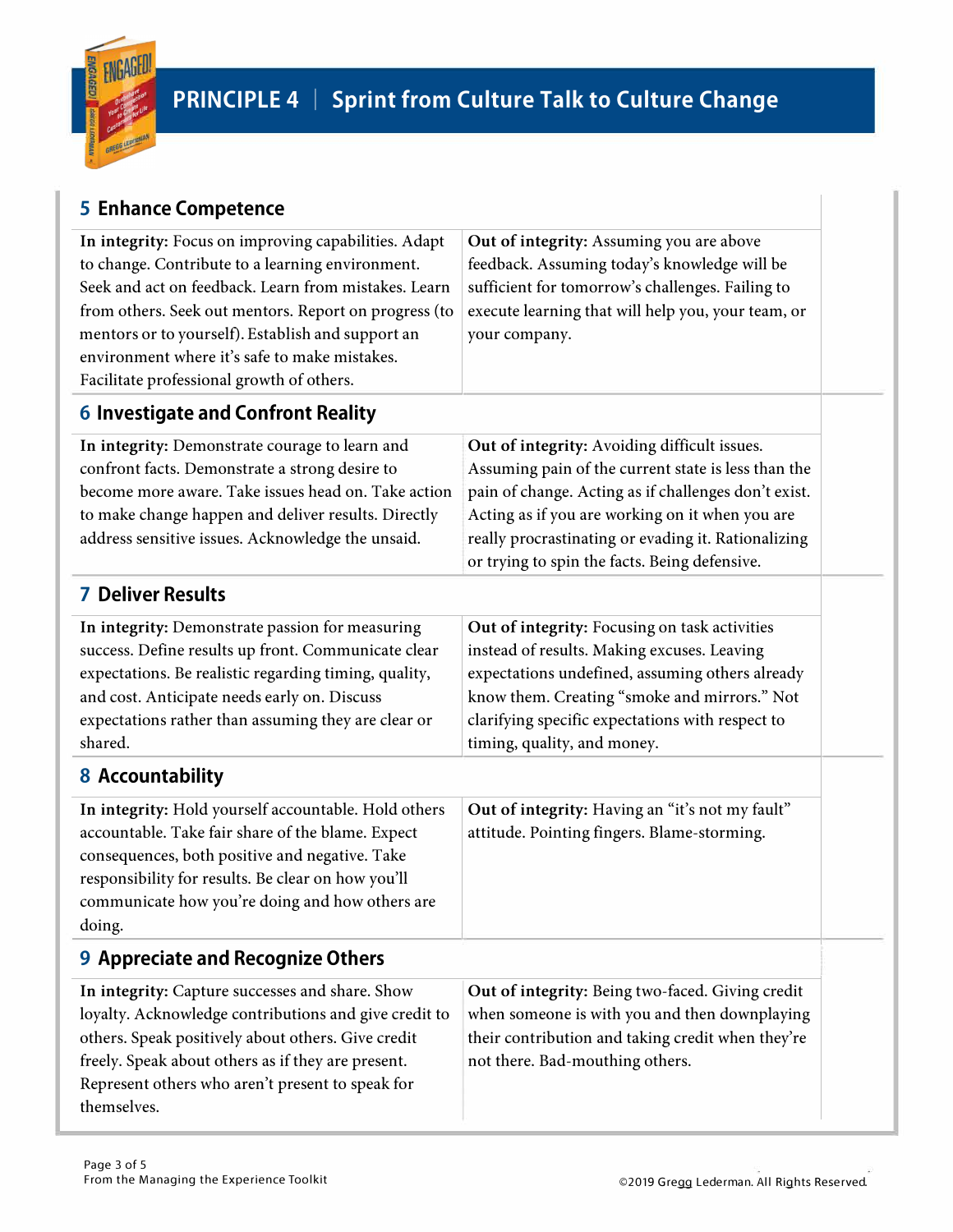# PRINCIPLE 4 | Sprint from Culture Talk to Culture Change

## 5 Enhance Competence

| | |
|---|---|
| **In integrity:** Focus on improving capabilities. Adapt to change. Contribute to a learning environment. Seek and act on feedback. Learn from mistakes. Learn from others. Seek out mentors. Report on progress (to mentors or to yourself). Establish and support an environment where it's safe to make mistakes. Facilitate professional growth of others. | **Out of integrity:** Assuming you are above feedback. Assuming today's knowledge will be sufficient for tomorrow's challenges. Failing to execute learning that will help you, your team, or your company. |

## 6 Investigate and Confront Reality

| | |
|---|---|
| **In integrity:** Demonstrate courage to learn and confront facts. Demonstrate a strong desire to become more aware. Take issues head on. Take action to make change happen and deliver results. Directly address sensitive issues. Acknowledge the unsaid. | **Out of integrity:** Avoiding difficult issues. Assuming pain of the current state is less than the pain of change. Acting as if challenges don't exist. Acting as if you are working on it when you are really procrastinating or evading it. Rationalizing or trying to spin the facts. Being defensive. |

## 7 Deliver Results

| | |
|---|---|
| **In integrity:** Demonstrate passion for measuring success. Define results up front. Communicate clear expectations. Be realistic regarding timing, quality, and cost. Anticipate needs early on. Discuss expectations rather than assuming they are clear or shared. | **Out of integrity:** Focusing on task activities instead of results. Making excuses. Leaving expectations undefined, assuming others already know them. Creating "smoke and mirrors." Not clarifying specific expectations with respect to timing, quality, and money. |

## 8 Accountability

| | |
|---|---|
| **In integrity:** Hold yourself accountable. Hold others accountable. Take fair share of the blame. Expect consequences, both positive and negative. Take responsibility for results. Be clear on how you'll communicate how you're doing and how others are doing. | **Out of integrity:** Having an "it's not my fault" attitude. Pointing fingers. Blame-storming. |

## 9 Appreciate and Recognize Others

| | |
|---|---|
| **In integrity:** Capture successes and share. Show loyalty. Acknowledge contributions and give credit to others. Speak positively about others. Give credit freely. Speak about others as if they are present. Represent others who aren't present to speak for themselves. | **Out of integrity:** Being two-faced. Giving credit when someone is with you and then downplaying their contribution and taking credit when they're not there. Bad-mouthing others. |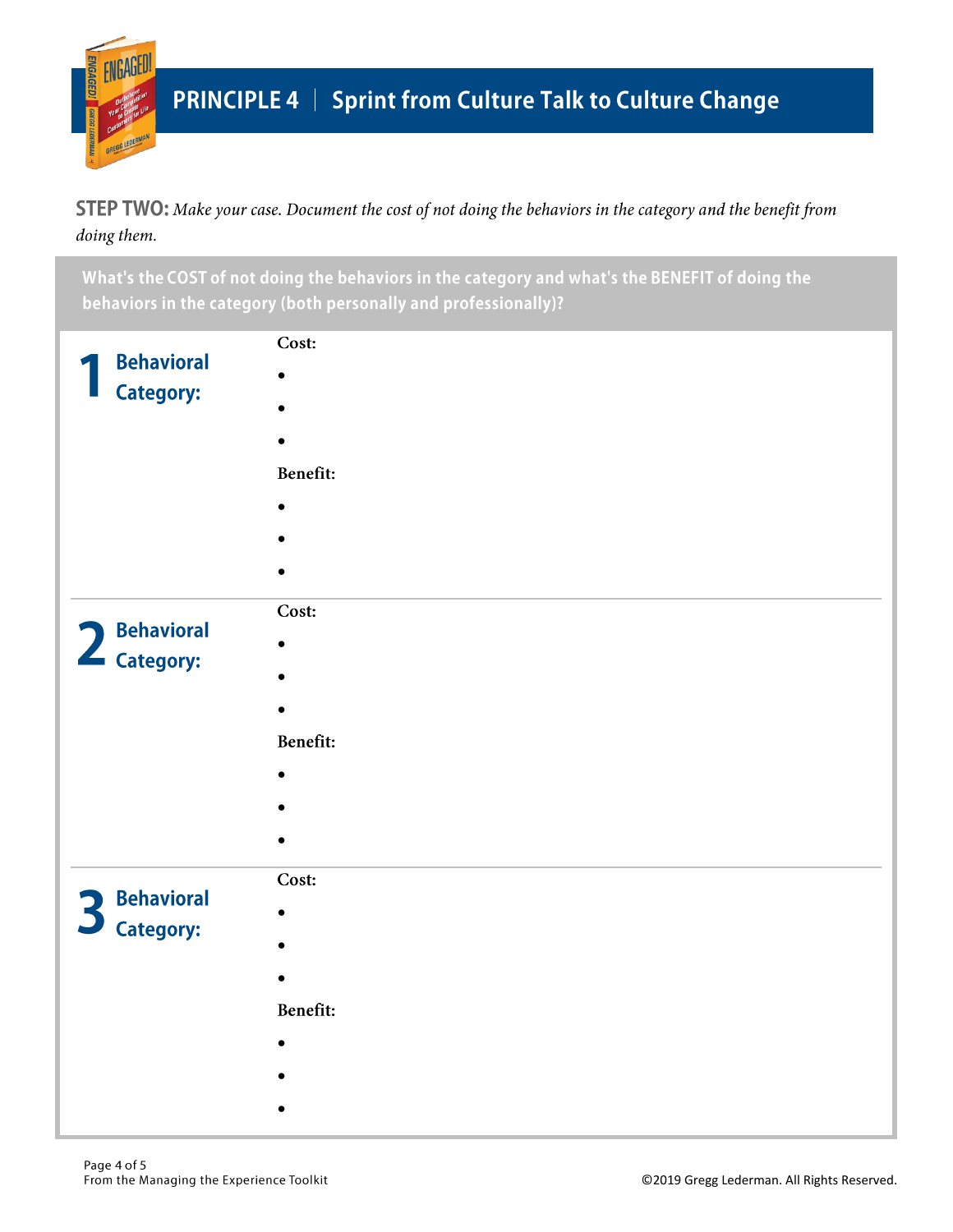# PRINCIPLE 4 | Sprint from Culture Talk to Culture Change

**STEP TWO:** *Make your case. Document the cost of not doing the behaviors in the category and the benefit from doing them.*

**What's the COST of not doing the behaviors in the category and what's the BENEFIT of doing the behaviors in the category (both personally and professionally)?**

## 1 Behavioral Category:

**Cost:**

- 
- 
- 

**Benefit:**

- 
- 
- 

## 2 Behavioral Category:

**Cost:**

- 
- 
- 

**Benefit:**

- 
- 
- 

## 3 Behavioral Category:

**Cost:**

- 
- 
- 

**Benefit:**

- 
- 
- 

From the Managing the Experience Toolkit

©2019 Gregg Lederman. All Rights Reserved.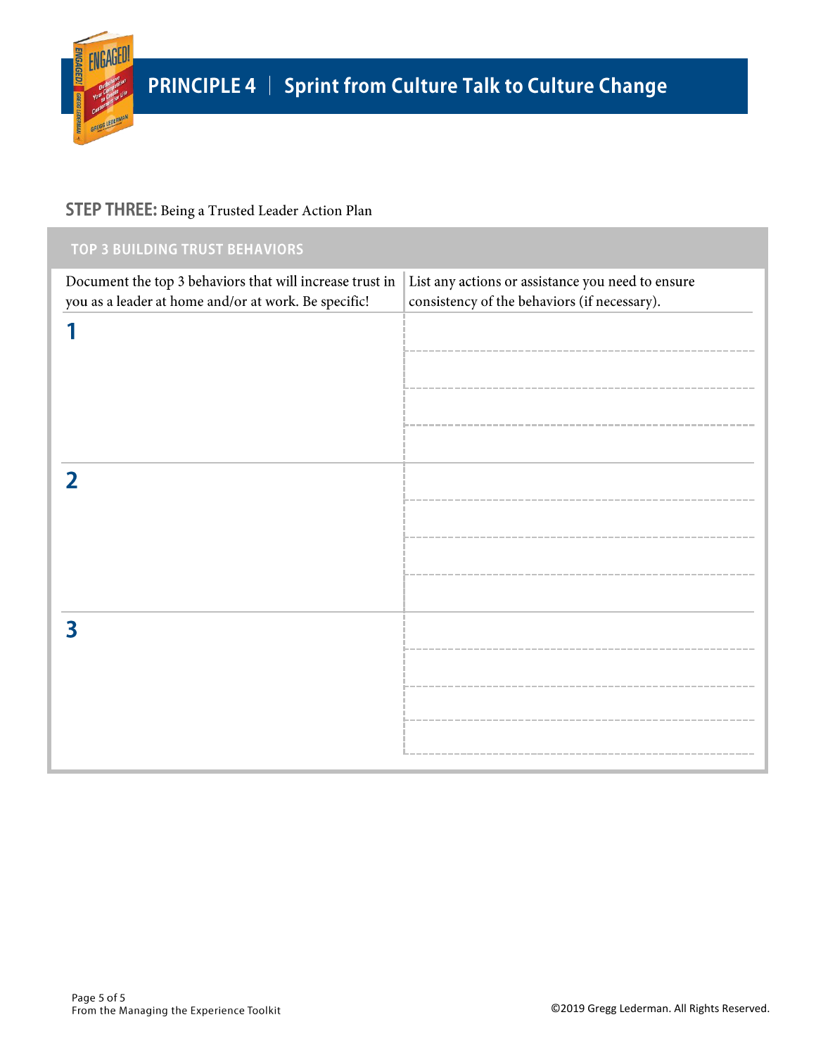# PRINCIPLE 4 | Sprint from Culture Talk to Culture Change

**STEP THREE:** Being a Trusted Leader Action Plan

| TOP 3 BUILDING TRUST BEHAVIORS | |
|---|---|
| Document the top 3 behaviors that will increase trust in you as a leader at home and/or at work. Be specific! | List any actions or assistance you need to ensure consistency of the behaviors (if necessary). |
| **1** | |
| **2** | |
| **3** | |

©2019 Gregg Lederman. All Rights Reserved.